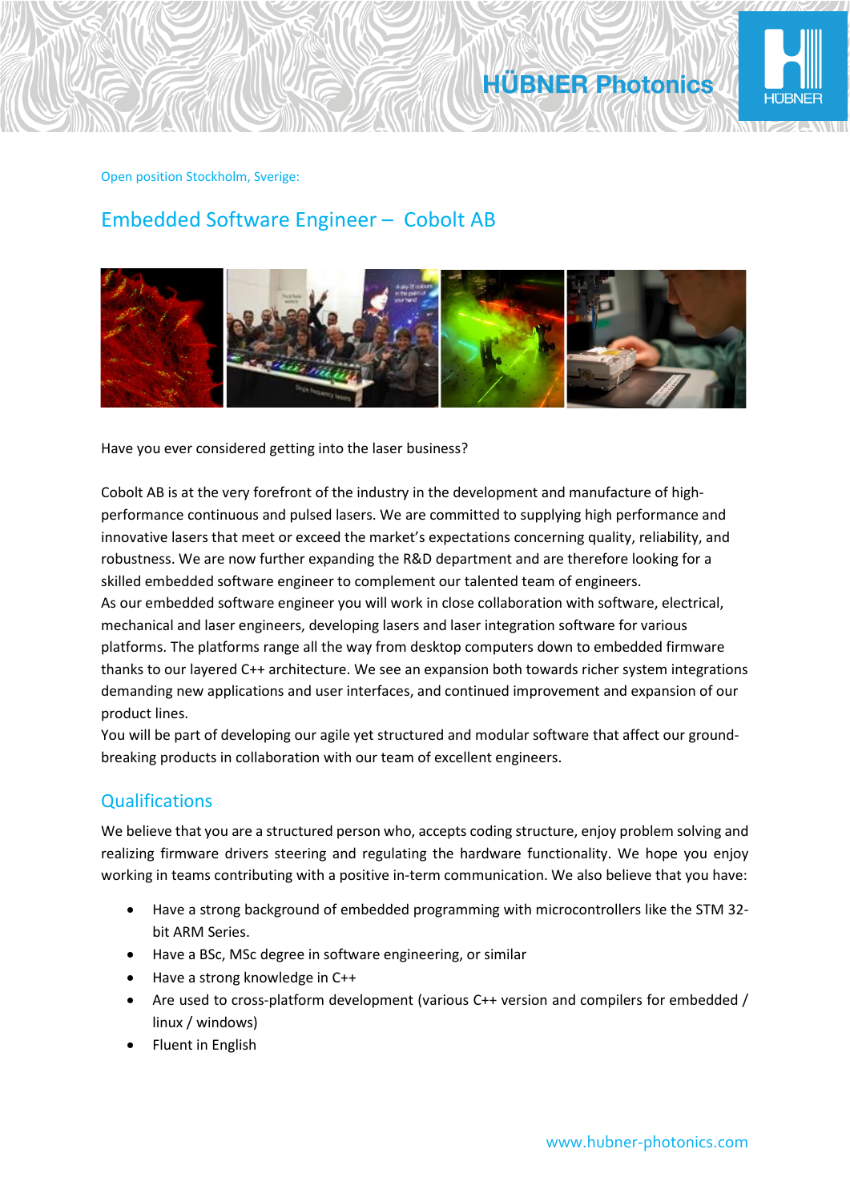Open position Stockholm, Sverige:

# Embedded Software Engineer – Cobolt AB

Have you ever considered getting into the laser business?

Cobolt AB is at the very forefront of the industry in the development and manufacture of high-performance continuous and pulsed lasers. We are committed to supplying high performance and innovative lasers that meet or exceed the market's expectations concerning quality, reliability, and robustness. We are now further expanding the R&D department and are therefore looking for a skilled embedded software engineer to complement our talented team of engineers.
As our embedded software engineer you will work in close collaboration with software, electrical, mechanical and laser engineers, developing lasers and laser integration software for various platforms. The platforms range all the way from desktop computers down to embedded firmware thanks to our layered C++ architecture. We see an expansion both towards richer system integrations demanding new applications and user interfaces, and continued improvement and expansion of our product lines.
You will be part of developing our agile yet structured and modular software that affect our ground-breaking products in collaboration with our team of excellent engineers.

## Qualifications

We believe that you are a structured person who, accepts coding structure, enjoy problem solving and realizing firmware drivers steering and regulating the hardware functionality. We hope you enjoy working in teams contributing with a positive in-term communication. We also believe that you have:

- Have a strong background of embedded programming with microcontrollers like the STM 32-bit ARM Series.
- Have a BSc, MSc degree in software engineering, or similar
- Have a strong knowledge in C++
- Are used to cross-platform development (various C++ version and compilers for embedded / linux / windows)
- Fluent in English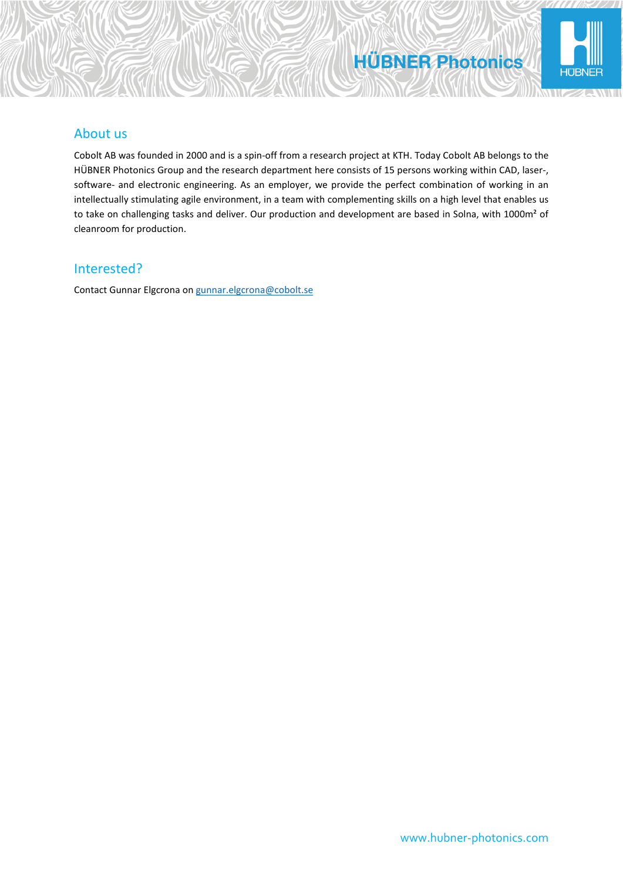## About us

Cobolt AB was founded in 2000 and is a spin-off from a research project at KTH. Today Cobolt AB belongs to the HÜBNER Photonics Group and the research department here consists of 15 persons working within CAD, laser-, software- and electronic engineering. As an employer, we provide the perfect combination of working in an intellectually stimulating agile environment, in a team with complementing skills on a high level that enables us to take on challenging tasks and deliver. Our production and development are based in Solna, with 1000m² of cleanroom for production.

## Interested?

Contact Gunnar Elgcrona on gunnar.elgcrona@cobolt.se